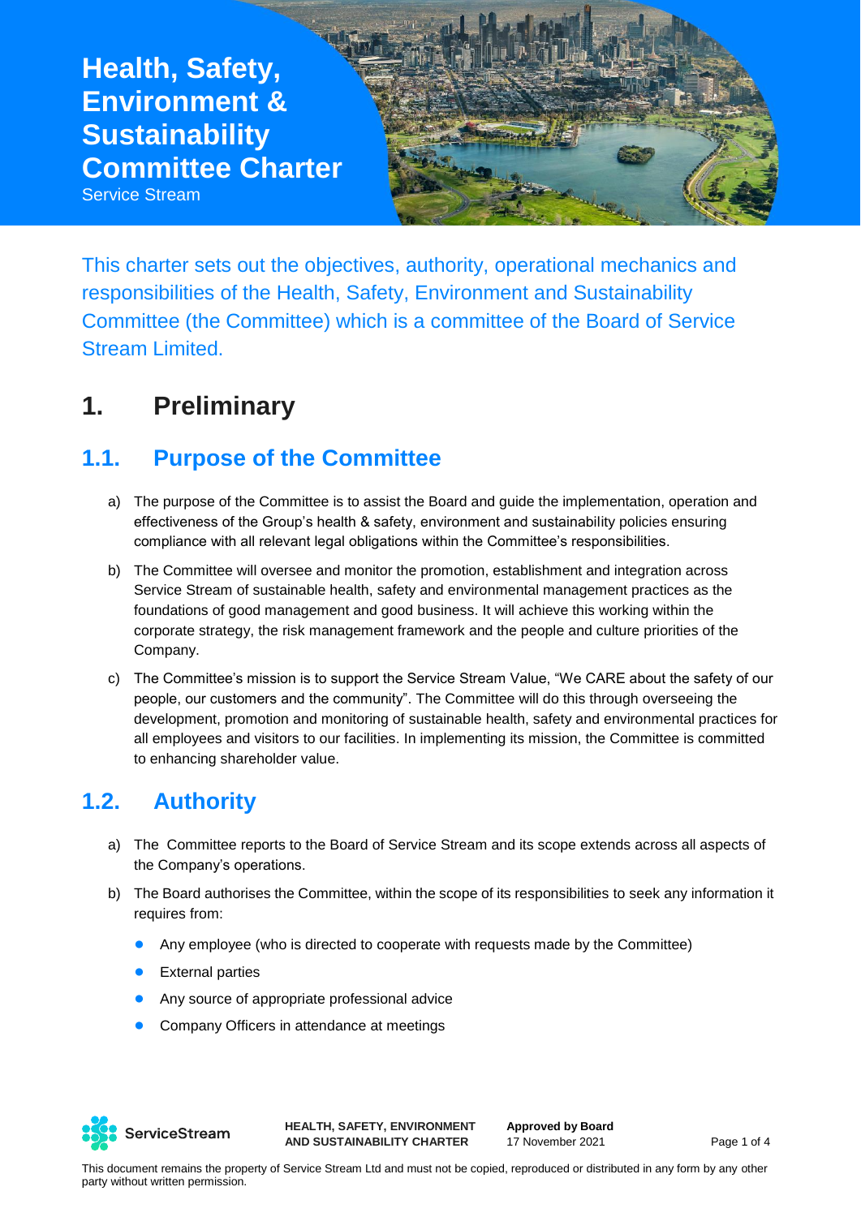# Health, Safety, Environment & Sustainability Committee Charter

Service Stream

This charter sets out the objectives, authority, operational mechanics and responsibilities of the Health, Safety, Environment and Sustainability Committee (the Committee) which is a committee of the Board of Service Stream Limited.

## 1. Preliminary

### 1.1. Purpose of the Committee

a) The purpose of the Committee is to assist the Board and guide the implementation, operation and effectiveness of the Group's health & safety, environment and sustainability policies ensuring compliance with all relevant legal obligations within the Committee's responsibilities.

b) The Committee will oversee and monitor the promotion, establishment and integration across Service Stream of sustainable health, safety and environmental management practices as the foundations of good management and good business. It will achieve this working within the corporate strategy, the risk management framework and the people and culture priorities of the Company.

c) The Committee's mission is to support the Service Stream Value, "We CARE about the safety of our people, our customers and the community". The Committee will do this through overseeing the development, promotion and monitoring of sustainable health, safety and environmental practices for all employees and visitors to our facilities. In implementing its mission, the Committee is committed to enhancing shareholder value.

### 1.2. Authority

a) The Committee reports to the Board of Service Stream and its scope extends across all aspects of the Company's operations.

b) The Board authorises the Committee, within the scope of its responsibilities to seek any information it requires from:

- Any employee (who is directed to cooperate with requests made by the Committee)
- External parties
- Any source of appropriate professional advice
- Company Officers in attendance at meetings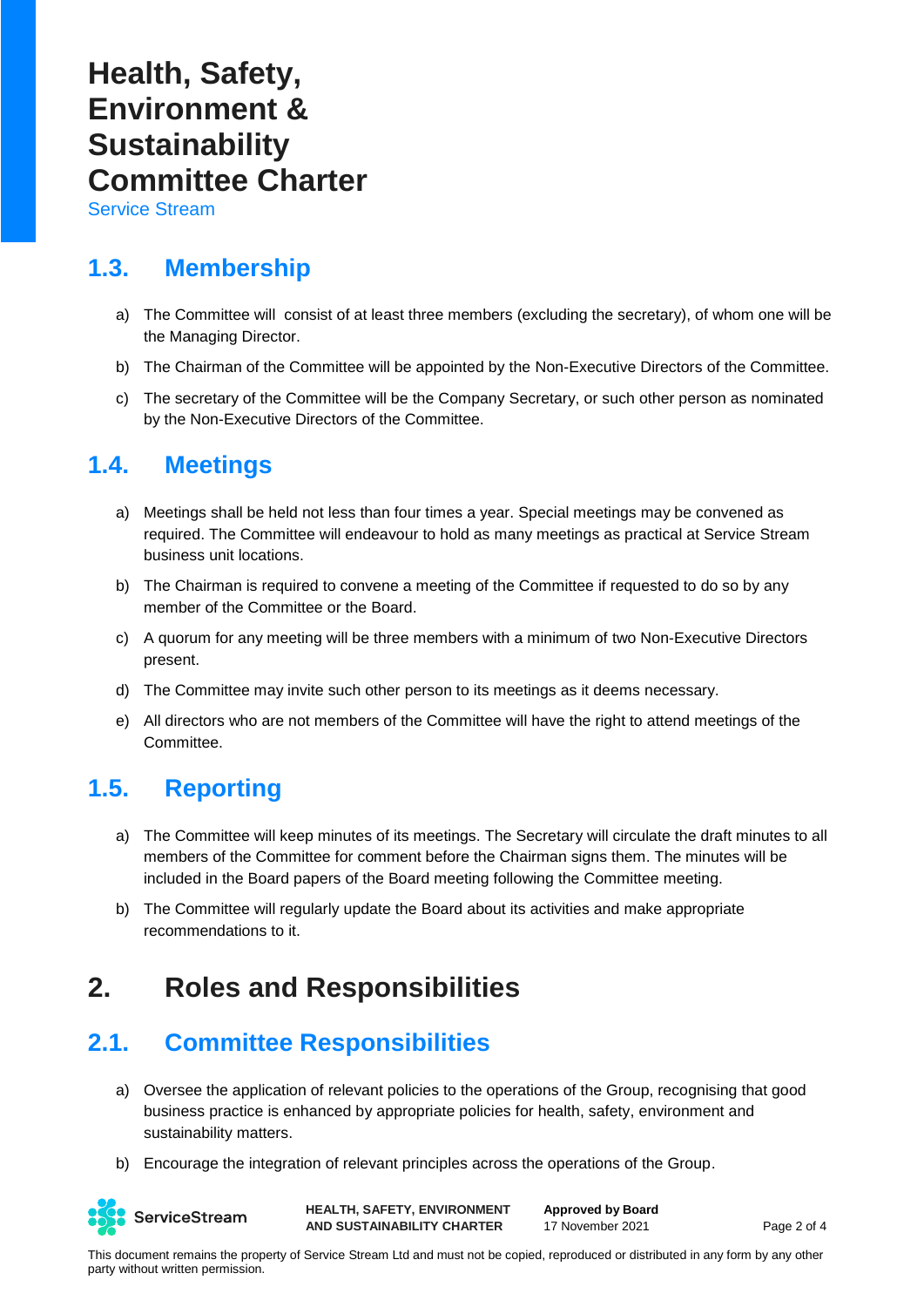## 1.3. Membership

a) The Committee will consist of at least three members (excluding the secretary), of whom one will be the Managing Director.

b) The Chairman of the Committee will be appointed by the Non-Executive Directors of the Committee.

c) The secretary of the Committee will be the Company Secretary, or such other person as nominated by the Non-Executive Directors of the Committee.

## 1.4. Meetings

a) Meetings shall be held not less than four times a year. Special meetings may be convened as required. The Committee will endeavour to hold as many meetings as practical at Service Stream business unit locations.

b) The Chairman is required to convene a meeting of the Committee if requested to do so by any member of the Committee or the Board.

c) A quorum for any meeting will be three members with a minimum of two Non-Executive Directors present.

d) The Committee may invite such other person to its meetings as it deems necessary.

e) All directors who are not members of the Committee will have the right to attend meetings of the Committee.

## 1.5. Reporting

a) The Committee will keep minutes of its meetings. The Secretary will circulate the draft minutes to all members of the Committee for comment before the Chairman signs them. The minutes will be included in the Board papers of the Board meeting following the Committee meeting.

b) The Committee will regularly update the Board about its activities and make appropriate recommendations to it.

# 2. Roles and Responsibilities

## 2.1. Committee Responsibilities

a) Oversee the application of relevant policies to the operations of the Group, recognising that good business practice is enhanced by appropriate policies for health, safety, environment and sustainability matters.

b) Encourage the integration of relevant principles across the operations of the Group.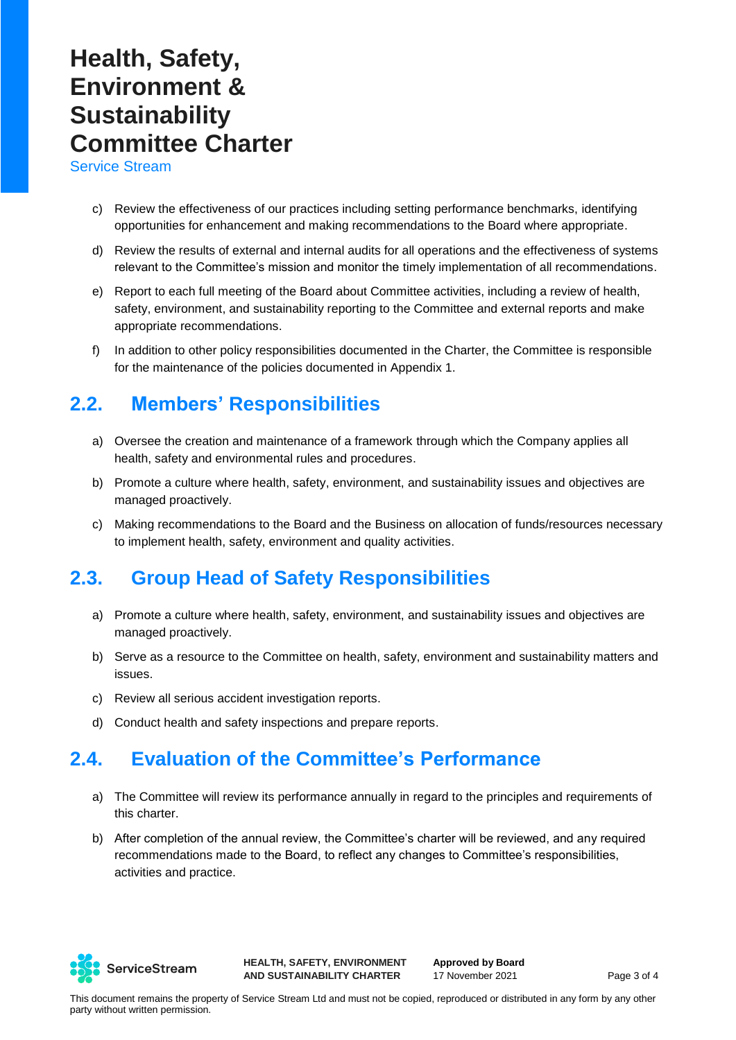c) Review the effectiveness of our practices including setting performance benchmarks, identifying opportunities for enhancement and making recommendations to the Board where appropriate.

d) Review the results of external and internal audits for all operations and the effectiveness of systems relevant to the Committee's mission and monitor the timely implementation of all recommendations.

e) Report to each full meeting of the Board about Committee activities, including a review of health, safety, environment, and sustainability reporting to the Committee and external reports and make appropriate recommendations.

f) In addition to other policy responsibilities documented in the Charter, the Committee is responsible for the maintenance of the policies documented in Appendix 1.

## 2.2. Members' Responsibilities

a) Oversee the creation and maintenance of a framework through which the Company applies all health, safety and environmental rules and procedures.

b) Promote a culture where health, safety, environment, and sustainability issues and objectives are managed proactively.

c) Making recommendations to the Board and the Business on allocation of funds/resources necessary to implement health, safety, environment and quality activities.

## 2.3. Group Head of Safety Responsibilities

a) Promote a culture where health, safety, environment, and sustainability issues and objectives are managed proactively.

b) Serve as a resource to the Committee on health, safety, environment and sustainability matters and issues.

c) Review all serious accident investigation reports.

d) Conduct health and safety inspections and prepare reports.

## 2.4. Evaluation of the Committee's Performance

a) The Committee will review its performance annually in regard to the principles and requirements of this charter.

b) After completion of the annual review, the Committee's charter will be reviewed, and any required recommendations made to the Board, to reflect any changes to Committee's responsibilities, activities and practice.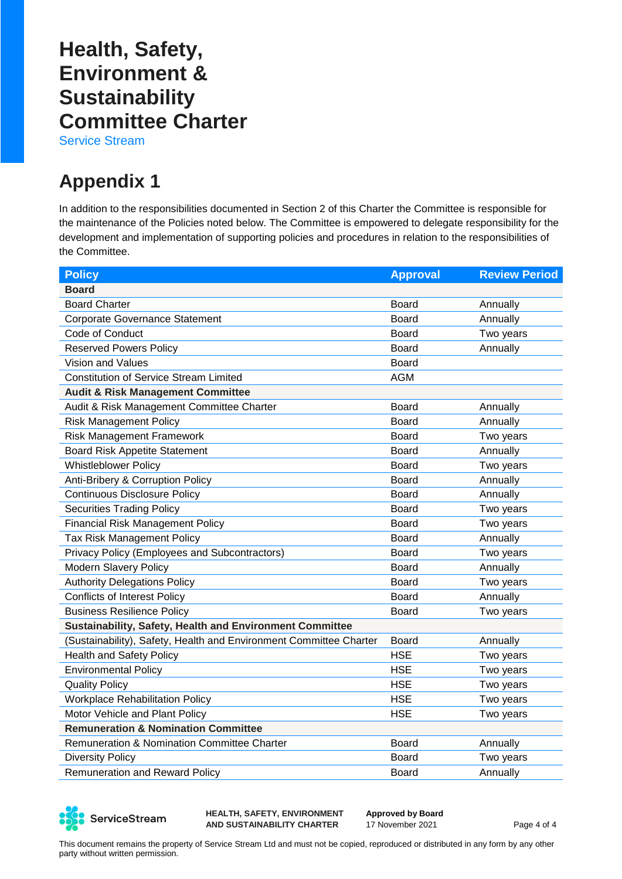# Health, Safety, Environment & Sustainability Committee Charter

Service Stream

## Appendix 1

In addition to the responsibilities documented in Section 2 of this Charter the Committee is responsible for the maintenance of the Policies noted below. The Committee is empowered to delegate responsibility for the development and implementation of supporting policies and procedures in relation to the responsibilities of the Committee.

| Policy | Approval | Review Period |
|---|---|---|
| **Board** | | |
| Board Charter | Board | Annually |
| Corporate Governance Statement | Board | Annually |
| Code of Conduct | Board | Two years |
| Reserved Powers Policy | Board | Annually |
| Vision and Values | Board | |
| Constitution of Service Stream Limited | AGM | |
| **Audit & Risk Management Committee** | | |
| Audit & Risk Management Committee Charter | Board | Annually |
| Risk Management Policy | Board | Annually |
| Risk Management Framework | Board | Two years |
| Board Risk Appetite Statement | Board | Annually |
| Whistleblower Policy | Board | Two years |
| Anti-Bribery & Corruption Policy | Board | Annually |
| Continuous Disclosure Policy | Board | Annually |
| Securities Trading Policy | Board | Two years |
| Financial Risk Management Policy | Board | Two years |
| Tax Risk Management Policy | Board | Annually |
| Privacy Policy (Employees and Subcontractors) | Board | Two years |
| Modern Slavery Policy | Board | Annually |
| Authority Delegations Policy | Board | Two years |
| Conflicts of Interest Policy | Board | Annually |
| Business Resilience Policy | Board | Two years |
| **Sustainability, Safety, Health and Environment Committee** | | |
| (Sustainability), Safety, Health and Environment Committee Charter | Board | Annually |
| Health and Safety Policy | HSE | Two years |
| Environmental Policy | HSE | Two years |
| Quality Policy | HSE | Two years |
| Workplace Rehabilitation Policy | HSE | Two years |
| Motor Vehicle and Plant Policy | HSE | Two years |
| **Remuneration & Nomination Committee** | | |
| Remuneration & Nomination Committee Charter | Board | Annually |
| Diversity Policy | Board | Two years |
| Remuneration and Reward Policy | Board | Annually |

**Approved by Board**
17 November 2021

This document remains the property of Service Stream Ltd and must not be copied, reproduced or distributed in any form by any other party without written permission.